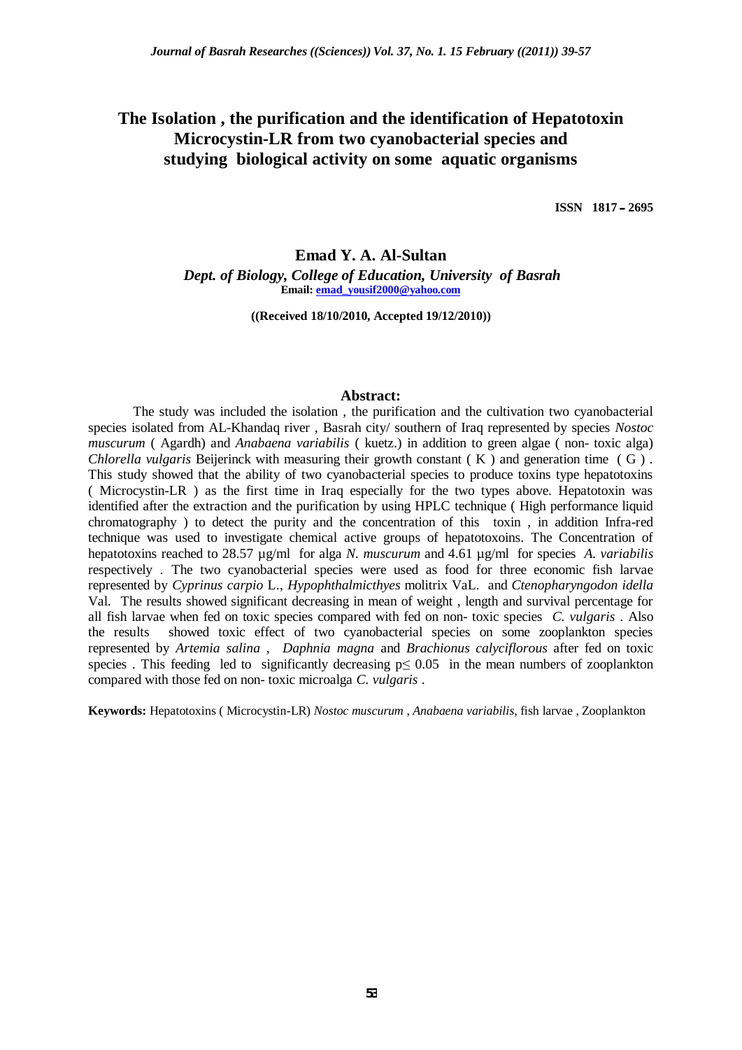# The Isolation , the purification and the identification of Hepatotoxin Microcystin-LR from two cyanobacterial species and studying biological activity on some aquatic organisms

**ISSN 1817 – 2695**

**Emad Y. A. Al-Sultan**

*Dept. of Biology, College of Education, University of Basrah*

**Email: emad_yousif2000@yahoo.com**

**((Received 18/10/2010, Accepted 19/12/2010))**

## Abstract:

The study was included the isolation , the purification and the cultivation two cyanobacterial species isolated from AL-Khandaq river , Basrah city/ southern of Iraq represented by species *Nostoc muscurum* ( Agardh) and *Anabaena variabilis* ( kuetz.) in addition to green algae ( non- toxic alga) *Chlorella vulgaris* Beijerinck with measuring their growth constant ( K ) and generation time ( G ) . This study showed that the ability of two cyanobacterial species to produce toxins type hepatotoxins ( Microcystin-LR ) as the first time in Iraq especially for the two types above. Hepatotoxin was identified after the extraction and the purification by using HPLC technique ( High performance liquid chromatography ) to detect the purity and the concentration of this toxin , in addition Infra-red technique was used to investigate chemical active groups of hepatotoxoins. The Concentration of hepatotoxins reached to 28.57 µg/ml for alga *N. muscurum* and 4.61 µg/ml for species *A. variabilis* respectively . The two cyanobacterial species were used as food for three economic fish larvae represented by *Cyprinus carpio* L., *Hypophthalmicthyes* molitrix VaL. and *Ctenopharyngodon idella* Val. The results showed significant decreasing in mean of weight , length and survival percentage for all fish larvae when fed on toxic species compared with fed on non- toxic species *C. vulgaris* . Also the results showed toxic effect of two cyanobacterial species on some zooplankton species represented by *Artemia salina* , *Daphnia magna* and *Brachionus calyciflorous* after fed on toxic species . This feeding led to significantly decreasing $p \leq 0.05$ in the mean numbers of zooplankton compared with those fed on non- toxic microalga *C. vulgaris* .

**Keywords:** Hepatotoxins ( Microcystin-LR) *Nostoc muscurum* , *Anabaena variabilis*, fish larvae , Zooplankton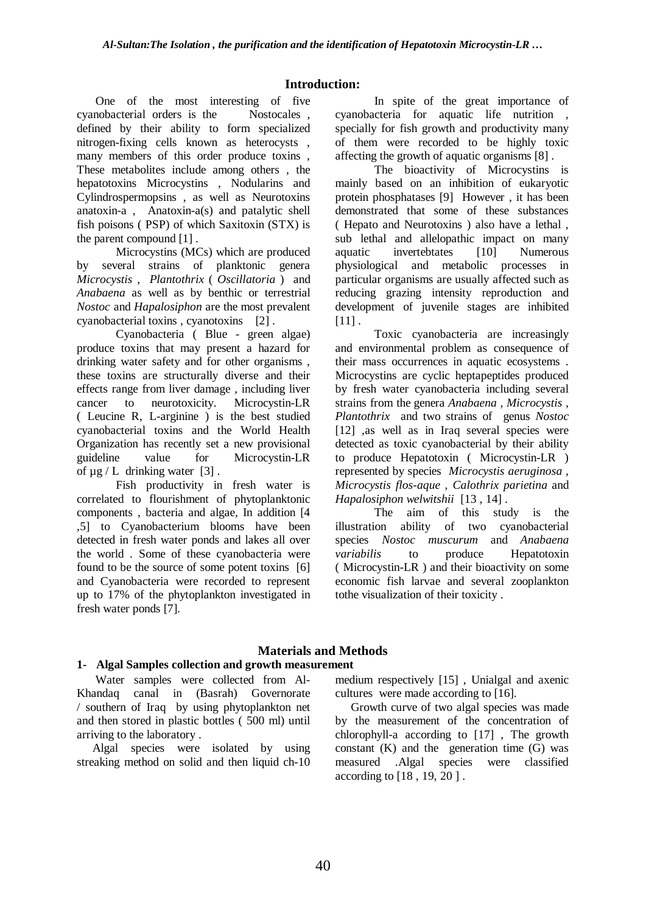## Introduction:

One of the most interesting of five cyanobacterial orders is the Nostocales , defined by their ability to form specialized nitrogen-fixing cells known as heterocysts , many members of this order produce toxins , These metabolites include among others , the hepatotoxins Microcystins , Nodularins and Cylindrospermopsins , as well as Neurotoxins anatoxin-a , Anatoxin-a(s) and patalytic shell fish poisons ( PSP) of which Saxitoxin (STX) is the parent compound [1] .

Microcystins (MCs) which are produced by several strains of planktonic genera *Microcystis* , *Plantothrix* ( *Oscillatoria* ) and *Anabaena* as well as by benthic or terrestrial *Nostoc* and *Hapalosiphon* are the most prevalent cyanobacterial toxins , cyanotoxins [2] .

Cyanobacteria ( Blue - green algae) produce toxins that may present a hazard for drinking water safety and for other organisms , these toxins are structurally diverse and their effects range from liver damage , including liver cancer to neurotoxicity. Microcystin-LR ( Leucine R, L-arginine ) is the best studied cyanobacterial toxins and the World Health Organization has recently set a new provisional guideline value for Microcystin-LR of µg / L drinking water [3] .

Fish productivity in fresh water is correlated to flourishment of phytoplanktonic components , bacteria and algae, In addition [4 ,5] to Cyanobacterium blooms have been detected in fresh water ponds and lakes all over the world . Some of these cyanobacteria were found to be the source of some potent toxins [6] and Cyanobacteria were recorded to represent up to 17% of the phytoplankton investigated in fresh water ponds [7].

In spite of the great importance of cyanobacteria for aquatic life nutrition , specially for fish growth and productivity many of them were recorded to be highly toxic affecting the growth of aquatic organisms [8] .

The bioactivity of Microcystins is mainly based on an inhibition of eukaryotic protein phosphatases [9] However , it has been demonstrated that some of these substances ( Hepato and Neurotoxins ) also have a lethal , sub lethal and allelopathic impact on many aquatic invertebtates [10] Numerous physiological and metabolic processes in particular organisms are usually affected such as reducing grazing intensity reproduction and development of juvenile stages are inhibited [11] .

Toxic cyanobacteria are increasingly and environmental problem as consequence of their mass occurrences in aquatic ecosystems . Microcystins are cyclic heptapeptides produced by fresh water cyanobacteria including several strains from the genera *Anabaena* , *Microcystis* , *Plantothrix* and two strains of genus *Nostoc* [12] ,as well as in Iraq several species were detected as toxic cyanobacterial by their ability to produce Hepatotoxin ( Microcystin-LR ) represented by species *Microcystis aeruginosa* , *Microcystis flos-aque* , *Calothrix parietina* and *Hapalosiphon welwitshii* [13 , 14] .

The aim of this study is the illustration ability of two cyanobacterial species *Nostoc muscurum* and *Anabaena variabilis* to produce Hepatotoxin ( Microcystin-LR ) and their bioactivity on some economic fish larvae and several zooplankton tothe visualization of their toxicity .

## Materials and Methods

### 1- Algal Samples collection and growth measurement

Water samples were collected from Al-Khandaq canal in (Basrah) Governorate / southern of Iraq by using phytoplankton net and then stored in plastic bottles ( 500 ml) until arriving to the laboratory .

Algal species were isolated by using streaking method on solid and then liquid ch-10 medium respectively [15] , Unialgal and axenic cultures were made according to [16].

Growth curve of two algal species was made by the measurement of the concentration of chlorophyll-a according to [17] , The growth constant (K) and the generation time (G) was measured .Algal species were classified according to [18 , 19, 20 ] .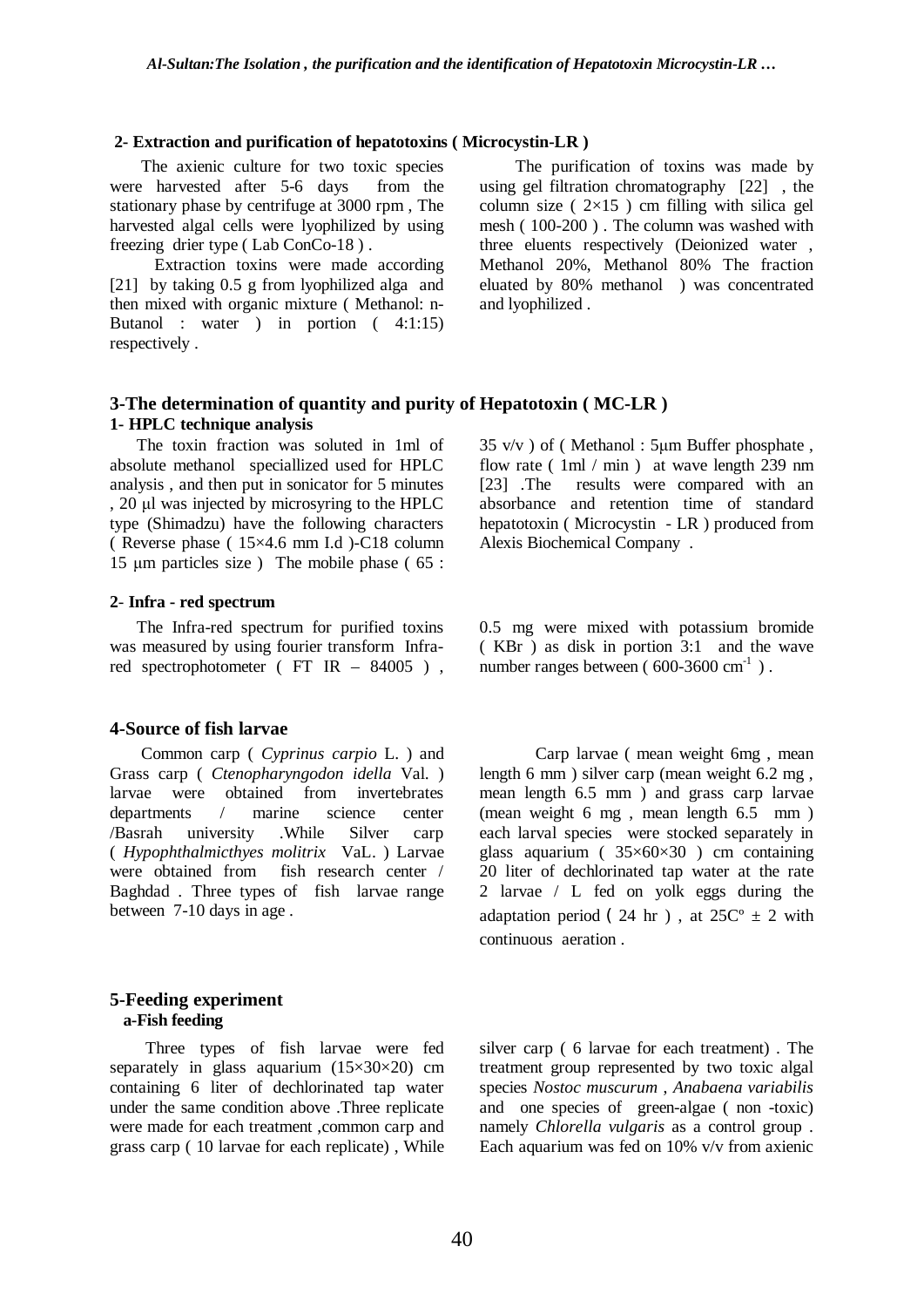**2- Extraction and purification of hepatotoxins ( Microcystin-LR )**

The axienic culture for two toxic species were harvested after 5-6 days from the stationary phase by centrifuge at 3000 rpm , The harvested algal cells were lyophilized by using freezing drier type ( Lab ConCo-18 ) .

Extraction toxins were made according [21] by taking 0.5 g from lyophilized alga and then mixed with organic mixture ( Methanol: n-Butanol : water ) in portion ( 4:1:15) respectively .

The purification of toxins was made by using gel filtration chromatography [22] , the column size ( 2×15 ) cm filling with silica gel mesh ( 100-200 ) . The column was washed with three eluents respectively (Deionized water , Methanol 20%, Methanol 80% The fraction eluated by 80% methanol ) was concentrated and lyophilized .

## 3-The determination of quantity and purity of Hepatotoxin ( MC-LR )

**1- HPLC technique analysis**

The toxin fraction was soluted in 1ml of absolute methanol speciallized used for HPLC analysis , and then put in sonicator for 5 minutes , 20 µl was injected by microsyring to the HPLC type (Shimadzu) have the following characters ( Reverse phase ( 15×4.6 mm I.d )-C18 column 15 µm particles size ) The mobile phase ( 65 : 35 v/v ) of ( Methanol : 5µm Buffer phosphate , flow rate ( 1ml / min ) at wave length 239 nm [23] .The results were compared with an absorbance and retention time of standard hepatotoxin ( Microcystin - LR ) produced from Alexis Biochemical Company .

**2- Infra - red spectrum**

The Infra-red spectrum for purified toxins was measured by using fourier transform Infra-red spectrophotometer ( FT IR – 84005 ) , 0.5 mg were mixed with potassium bromide ( KBr ) as disk in portion 3:1 and the wave number ranges between ( 600-3600 $cm^{-1}$ ) .

## 4-Source of fish larvae

Common carp ( *Cyprinus carpio* L. ) and Grass carp ( *Ctenopharyngodon idella* Val. ) larvae were obtained from invertebrates departments / marine science center /Basrah university .While Silver carp ( *Hypophthalmicthyes molitrix* VaL. ) Larvae were obtained from fish research center / Baghdad . Three types of fish larvae range between 7-10 days in age .

Carp larvae ( mean weight 6mg , mean length 6 mm ) silver carp (mean weight 6.2 mg , mean length 6.5 mm ) and grass carp larvae (mean weight 6 mg , mean length 6.5 mm ) each larval species were stocked separately in glass aquarium ( 35×60×30 ) cm containing 20 liter of dechlorinated tap water at the rate 2 larvae / L fed on yolk eggs during the adaptation period ( 24 hr ) , at 25C° ± 2 with continuous aeration .

## 5-Feeding experiment

**a-Fish feeding**

Three types of fish larvae were fed separately in glass aquarium (15×30×20) cm containing 6 liter of dechlorinated tap water under the same condition above .Three replicate were made for each treatment ,common carp and grass carp ( 10 larvae for each replicate) , While silver carp ( 6 larvae for each treatment) . The treatment group represented by two toxic algal species *Nostoc muscurum* , *Anabaena variabilis* and one species of green-algae ( non -toxic) namely *Chlorella vulgaris* as a control group . Each aquarium was fed on 10% v/v from axienic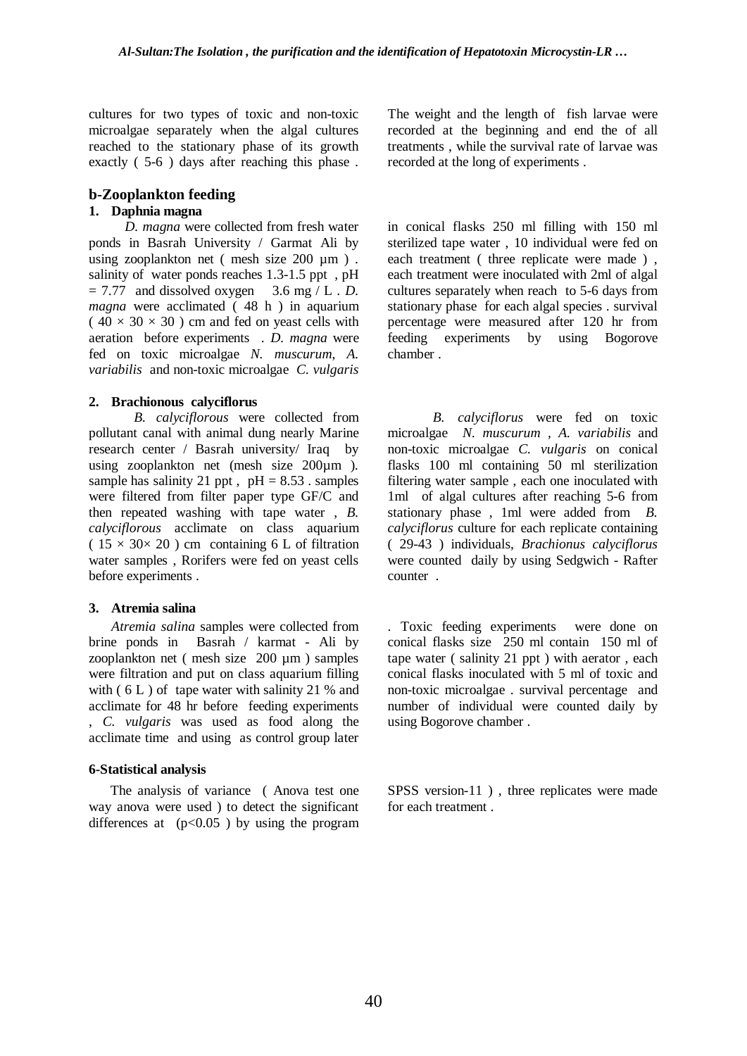cultures for two types of toxic and non-toxic microalgae separately when the algal cultures reached to the stationary phase of its growth exactly ( 5-6 ) days after reaching this phase . The weight and the length of fish larvae were recorded at the beginning and end the of all treatments , while the survival rate of larvae was recorded at the long of experiments .

## b-Zooplankton feeding

### 1. Daphnia magna

*D. magna* were collected from fresh water ponds in Basrah University / Garmat Ali by using zooplankton net ( mesh size 200 µm ) . salinity of water ponds reaches 1.3-1.5 ppt , pH = 7.77 and dissolved oxygen 3.6 mg / L . *D. magna* were acclimated ( 48 h ) in aquarium ( 40 × 30 × 30 ) cm and fed on yeast cells with aeration before experiments . *D. magna* were fed on toxic microalgae *N. muscurum*, *A. variabilis* and non-toxic microalgae *C. vulgaris* in conical flasks 250 ml filling with 150 ml sterilized tape water , 10 individual were fed on each treatment ( three replicate were made ) , each treatment were inoculated with 2ml of algal cultures separately when reach to 5-6 days from stationary phase for each algal species . survival percentage were measured after 120 hr from feeding experiments by using Bogorove chamber .

### 2. Brachionous calyciflorus

*B. calyciflorous* were collected from pollutant canal with animal dung nearly Marine research center / Basrah university/ Iraq by using zooplankton net (mesh size 200µm ). sample has salinity 21 ppt , pH = 8.53 . samples were filtered from filter paper type GF/C and then repeated washing with tape water , *B. calyciflorous* acclimate on class aquarium ( 15 × 30× 20 ) cm containing 6 L of filtration water samples , Rorifers were fed on yeast cells before experiments .

*B. calyciflorus* were fed on toxic microalgae *N. muscurum* , *A. variabilis* and non-toxic microalgae *C. vulgaris* on conical flasks 100 ml containing 50 ml sterilization filtering water sample , each one inoculated with 1ml of algal cultures after reaching 5-6 from stationary phase , 1ml were added from *B. calyciflorus* culture for each replicate containing ( 29-43 ) individuals, *Brachionus calyciflorus* were counted daily by using Sedgwich - Rafter counter .

### 3. Atremia salina

*Atremia salina* samples were collected from brine ponds in Basrah / karmat - Ali by zooplankton net ( mesh size 200 µm ) samples were filtration and put on class aquarium filling with ( 6 L ) of tape water with salinity 21 % and acclimate for 48 hr before feeding experiments , *C. vulgaris* was used as food along the acclimate time and using as control group later . Toxic feeding experiments were done on conical flasks size 250 ml contain 150 ml of tape water ( salinity 21 ppt ) with aerator , each conical flasks inoculated with 5 ml of toxic and non-toxic microalgae . survival percentage and number of individual were counted daily by using Bogorove chamber .

## 6-Statistical analysis

The analysis of variance ( Anova test one way anova were used ) to detect the significant differences at ($p<0.05$ ) by using the program SPSS version-11 ) , three replicates were made for each treatment .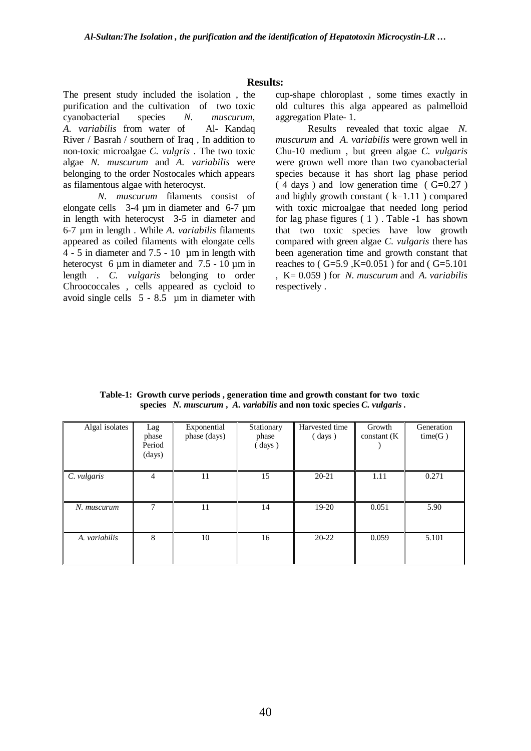## Results:

The present study included the isolation , the purification and the cultivation of two toxic cyanobacterial species *N. muscurum*, *A. variabilis* from water of Al- Kandaq River / Basrah / southern of Iraq , In addition to non-toxic microalgae *C. vulgris* . The two toxic algae *N. muscurum* and *A. variabilis* were belonging to the order Nostocales which appears as filamentous algae with heterocyst.

*N. muscurum* filaments consist of elongate cells 3-4 µm in diameter and 6-7 µm in length with heterocyst 3-5 in diameter and 6-7 µm in length . While *A. variabilis* filaments appeared as coiled filaments with elongate cells 4 - 5 in diameter and 7.5 - 10 µm in length with heterocyst 6 µm in diameter and 7.5 - 10 µm in length . *C. vulgaris* belonging to order Chroococcales , cells appeared as cycloid to avoid single cells 5 - 8.5 µm in diameter with cup-shape chloroplast , some times exactly in old cultures this alga appeared as palmelloid aggregation Plate- 1.

Results revealed that toxic algae *N. muscurum* and *A. variabilis* were grown well in Chu-10 medium , but green algae *C. vulgaris* were grown well more than two cyanobacterial species because it has short lag phase period ( 4 days ) and low generation time ( G=0.27 ) and highly growth constant ( k=1.11 ) compared with toxic microalgae that needed long period for lag phase figures ( 1 ) . Table -1 has shown that two toxic species have low growth compared with green algae *C. vulgaris* there has been ageneration time and growth constant that reaches to ( G=5.9 ,K=0.051 ) for and ( G=5.101 , K= 0.059 ) for *N. muscurum* and *A. variabilis* respectively .

**Table-1: Growth curve periods , generation time and growth constant for two toxic species *N. muscurum* , *A. variabilis* and non toxic species *C. vulgaris* .**

| Algal isolates | Lag phase Period (days) | Exponential phase (days) | Stationary phase ( days ) | Harvested time ( days ) | Growth constant (K ) | Generation time(G ) |
|---|---|---|---|---|---|---|
| *C. vulgaris* | 4 | 11 | 15 | 20-21 | 1.11 | 0.271 |
| *N. muscurum* | 7 | 11 | 14 | 19-20 | 0.051 | 5.90 |
| *A. variabilis* | 8 | 10 | 16 | 20-22 | 0.059 | 5.101 |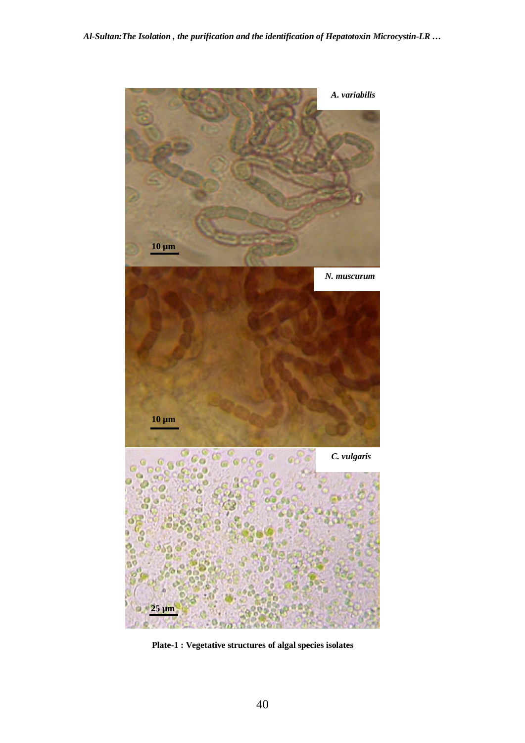Plate-1 : Vegetative structures of algal species isolates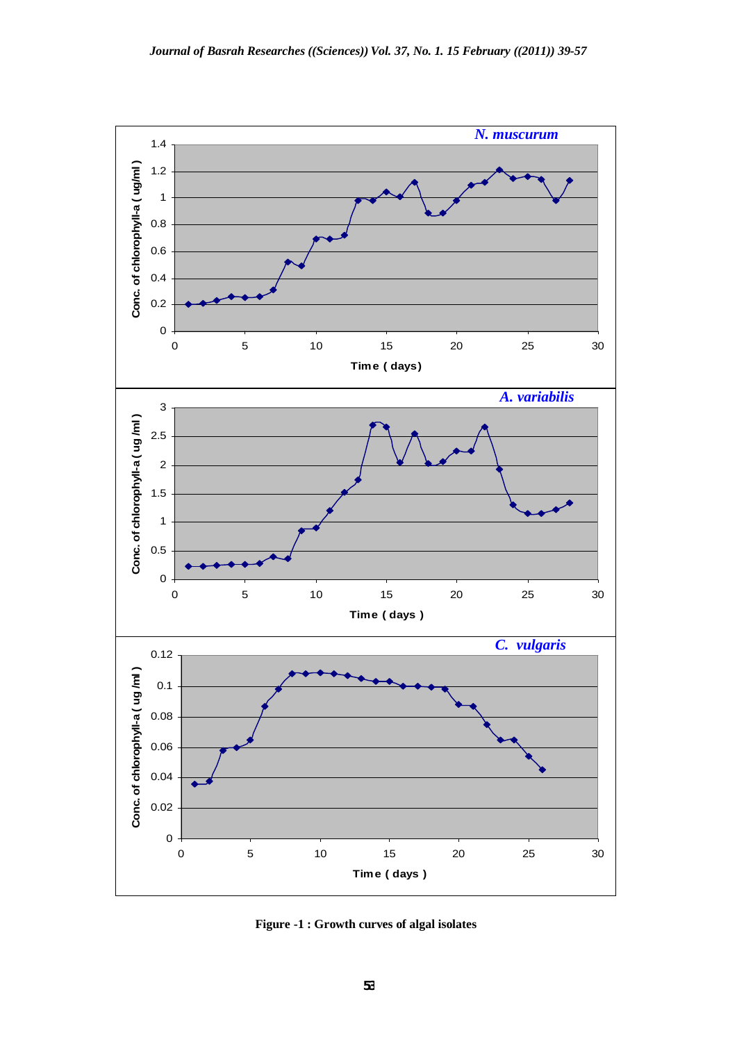Figure -1 : Growth curves of algal isolates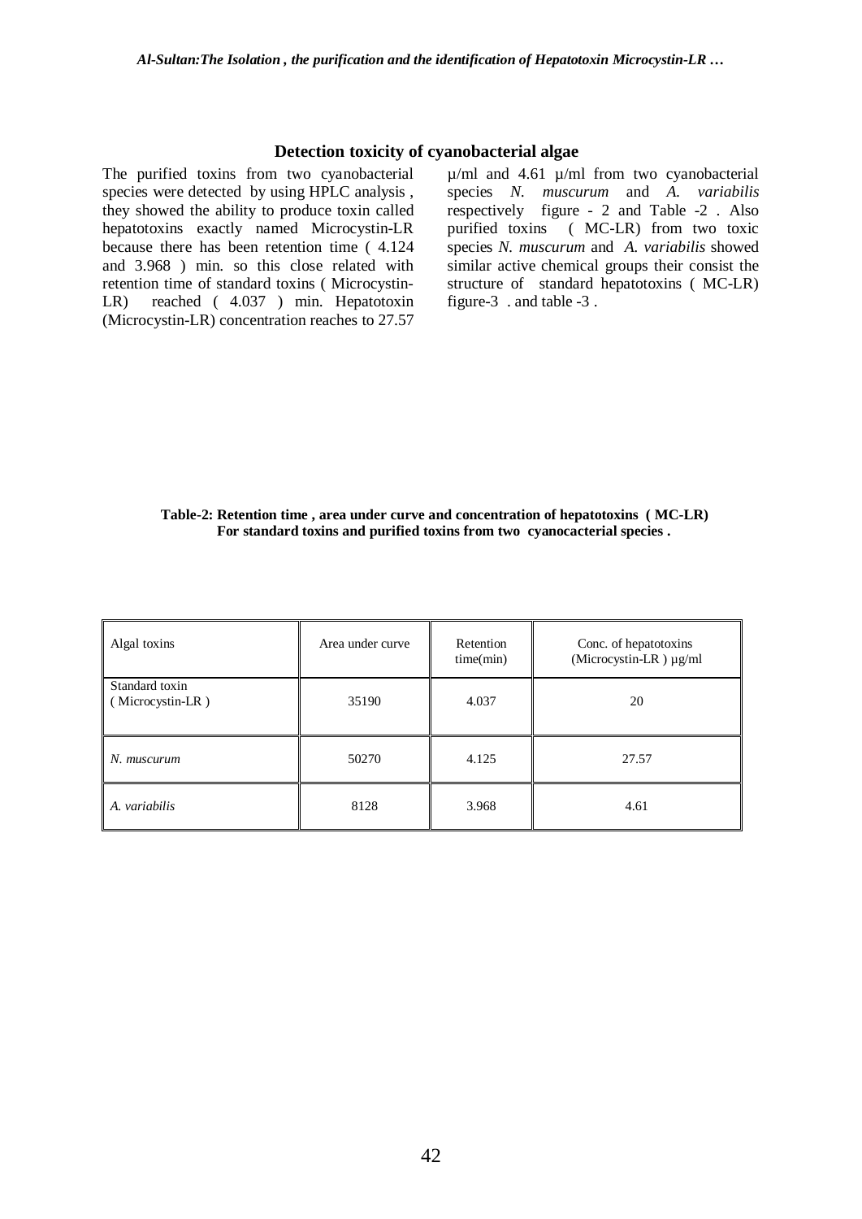## Detection toxicity of cyanobacterial algae

The purified toxins from two cyanobacterial species were detected by using HPLC analysis , they showed the ability to produce toxin called hepatotoxins exactly named Microcystin-LR because there has been retention time ( 4.124 and 3.968 ) min. so this close related with retention time of standard toxins ( Microcystin-LR) reached ( 4.037 ) min. Hepatotoxin (Microcystin-LR) concentration reaches to 27.57 µ/ml and 4.61 µ/ml from two cyanobacterial species *N. muscurum* and *A. variabilis* respectively figure - 2 and Table -2 . Also purified toxins ( MC-LR) from two toxic species *N. muscurum* and *A. variabilis* showed similar active chemical groups their consist the structure of standard hepatotoxins ( MC-LR) figure-3 . and table -3 .

**Table-2: Retention time , area under curve and concentration of hepatotoxins ( MC-LR) For standard toxins and purified toxins from two cyanocacterial species .**

| Algal toxins | Area under curve | Retention time(min) | Conc. of hepatotoxins (Microcystin-LR ) µg/ml |
|---|---|---|---|
| Standard toxin ( Microcystin-LR ) | 35190 | 4.037 | 20 |
| *N. muscurum* | 50270 | 4.125 | 27.57 |
| *A. variabilis* | 8128 | 3.968 | 4.61 |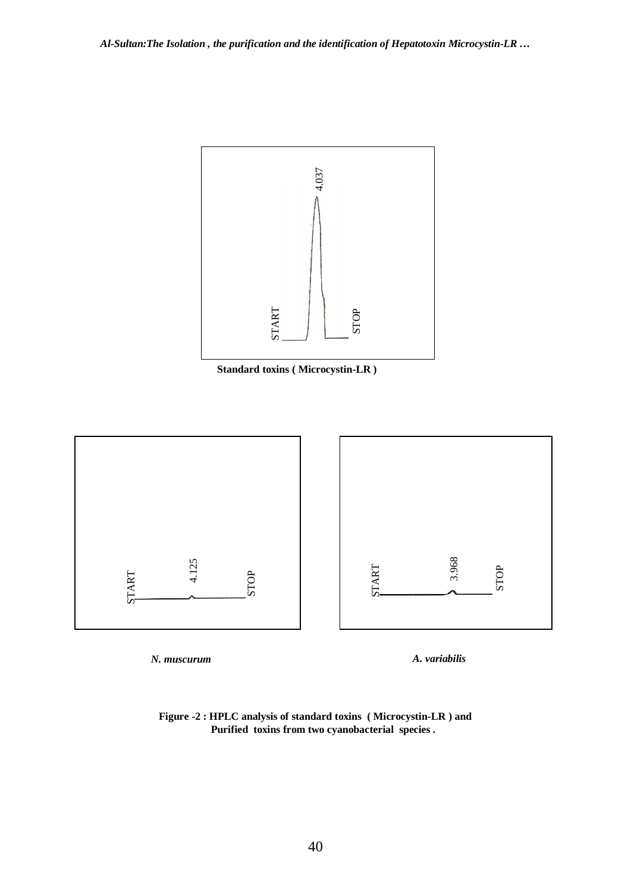Standard toxins ( Microcystin-LR )

*N. muscurum*

*A. variabilis*

**Figure -2 : HPLC analysis of standard toxins ( Microcystin-LR ) and Purified toxins from two cyanobacterial species .**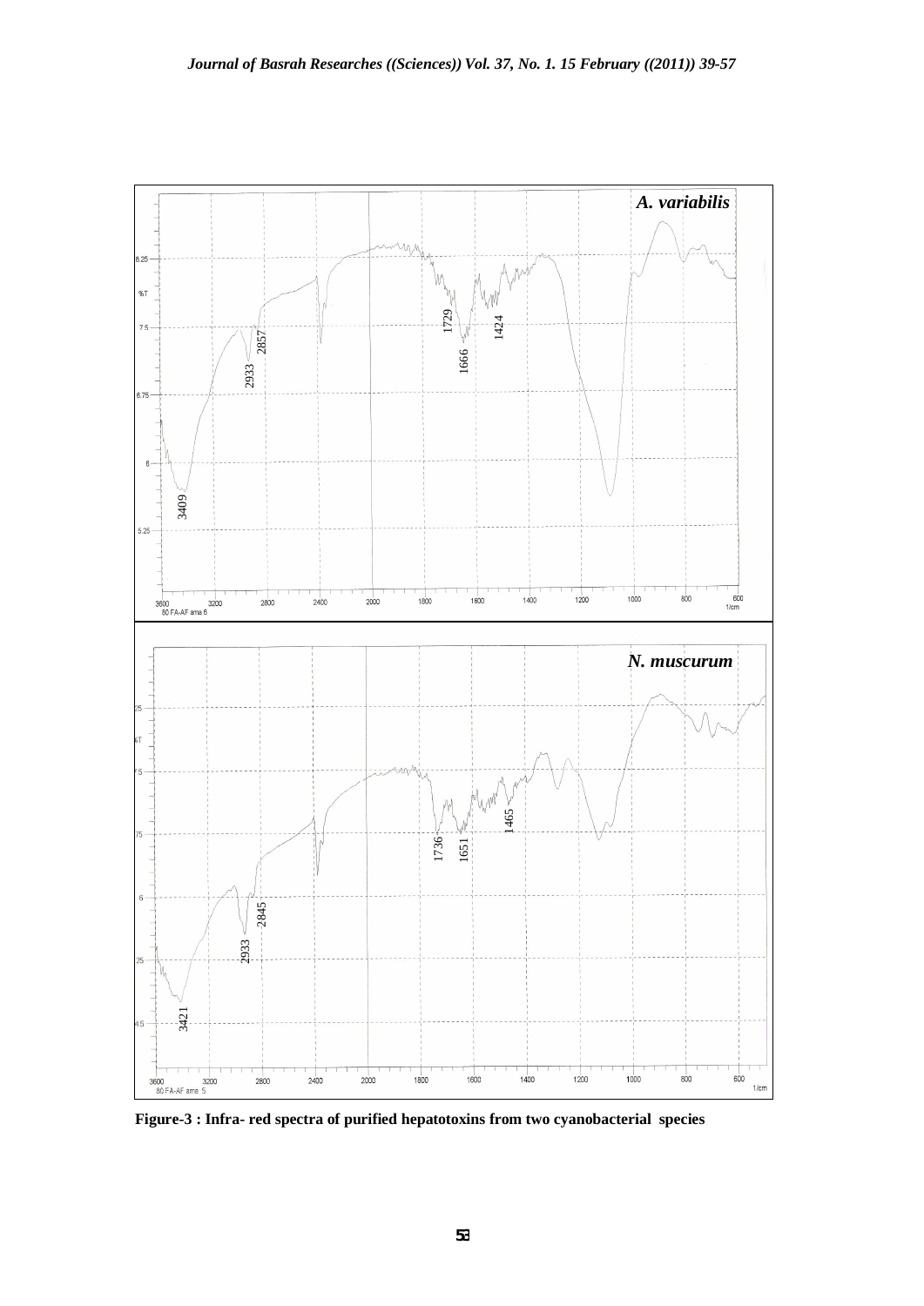Figure-3 : Infra- red spectra of purified hepatotoxins from two cyanobacterial species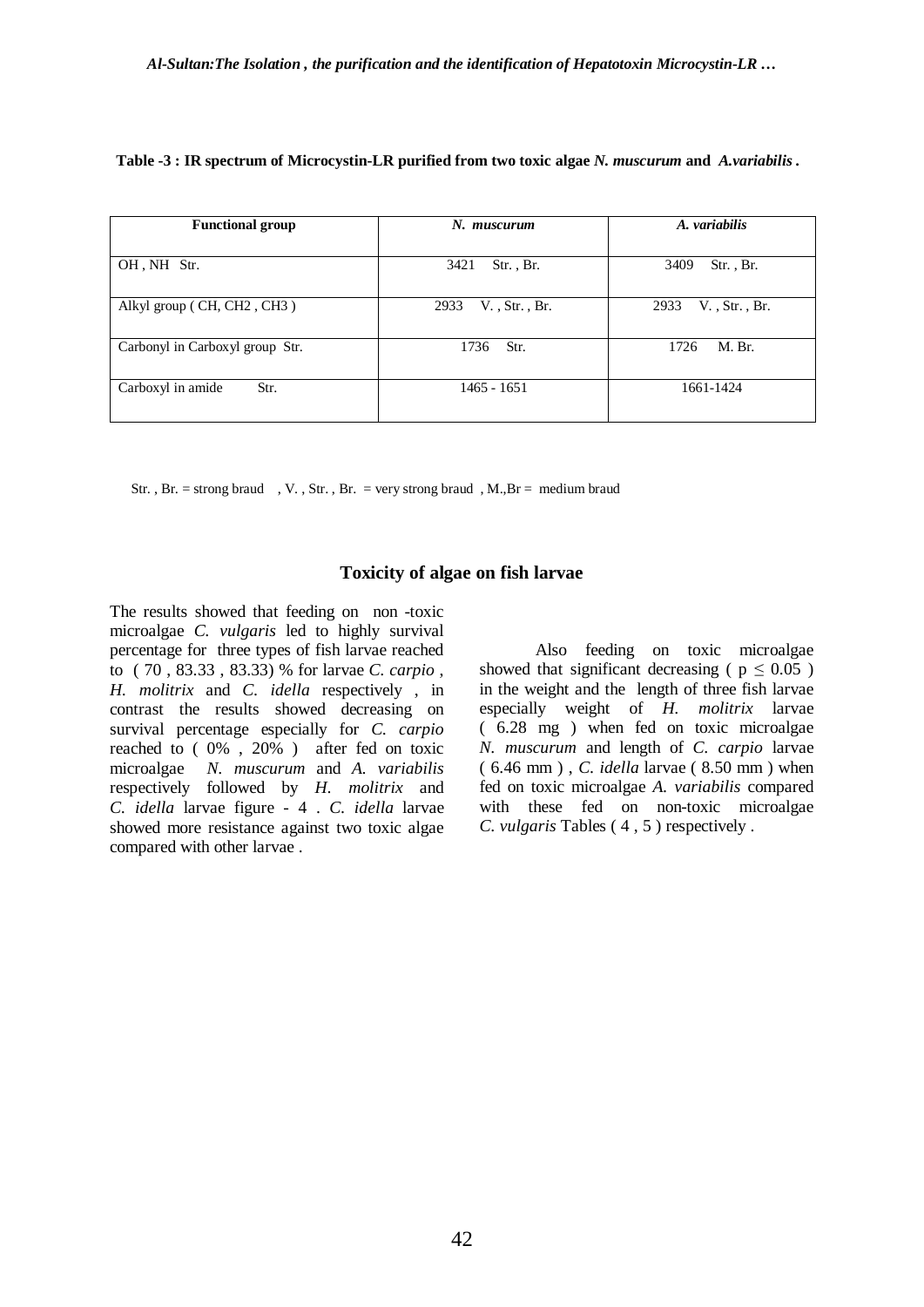**Table -3 : IR spectrum of Microcystin-LR purified from two toxic algae *N. muscurum* and *A.variabilis* .**

| Functional group | *N. muscurum* | *A. variabilis* |
|---|---|---|
| OH , NH Str. | 3421 Str. , Br. | 3409 Str. , Br. |
| Alkyl group ( CH, CH2 , CH3 ) | 2933 V. , Str. , Br. | 2933 V. , Str. , Br. |
| Carbonyl in Carboxyl group Str. | 1736 Str. | 1726 M. Br. |
| Carboxyl in amide Str. | 1465 - 1651 | 1661-1424 |

Str. , Br. = strong braud , V. , Str. , Br. = very strong braud , M.,Br = medium braud

## Toxicity of algae on fish larvae

The results showed that feeding on non -toxic microalgae *C. vulgaris* led to highly survival percentage for three types of fish larvae reached to ( 70 , 83.33 , 83.33) % for larvae *C. carpio* , *H. molitrix* and *C. idella* respectively , in contrast the results showed decreasing on survival percentage especially for *C. carpio* reached to ( 0% , 20% ) after fed on toxic microalgae *N. muscurum* and *A. variabilis* respectively followed by *H. molitrix* and *C. idella* larvae figure - 4 . *C. idella* larvae showed more resistance against two toxic algae compared with other larvae .

Also feeding on toxic microalgae showed that significant decreasing ( $p \leq 0.05$ ) in the weight and the length of three fish larvae especially weight of *H. molitrix* larvae ( 6.28 mg ) when fed on toxic microalgae *N. muscurum* and length of *C. carpio* larvae ( 6.46 mm ) , *C. idella* larvae ( 8.50 mm ) when fed on toxic microalgae *A. variabilis* compared with these fed on non-toxic microalgae *C. vulgaris* Tables ( 4 , 5 ) respectively .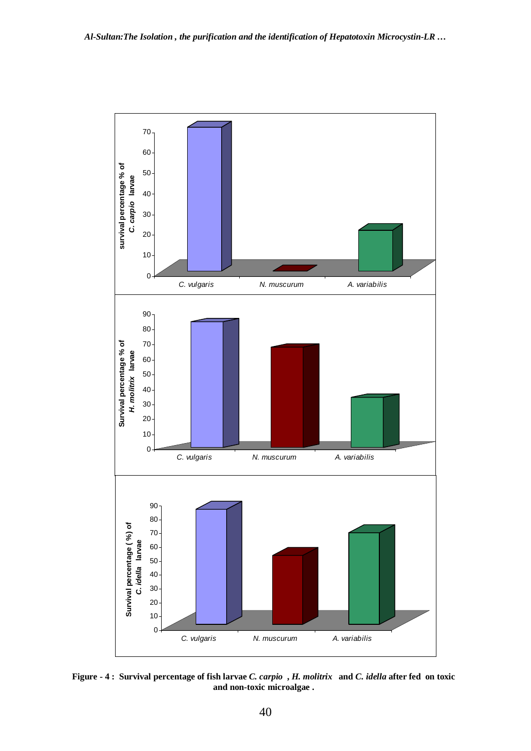**Figure - 4 : Survival percentage of fish larvae *C. carpio* , *H. molitrix* and *C. idella* after fed on toxic and non-toxic microalgae .**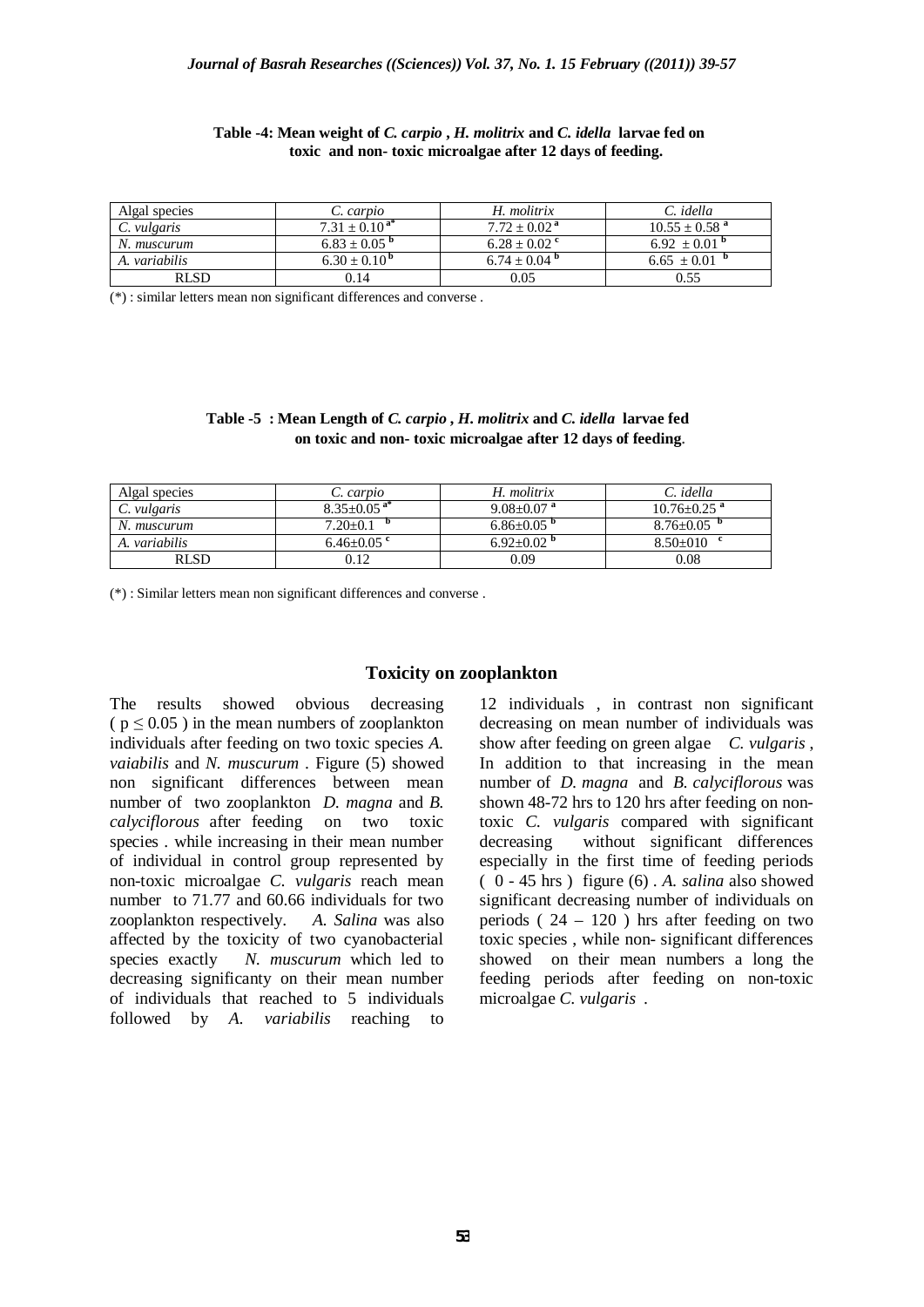**Table -4: Mean weight of *C. carpio* , *H. molitrix* and *C. idella* larvae fed on toxic and non- toxic microalgae after 12 days of feeding.**

| Algal species | *C. carpio* | *H. molitrix* | *C. idella* |
|---|---|---|---|
| *C. vulgaris* | 7.31 ± 0.10 [a*] | 7.72 ± 0.02 [a] | 10.55 ± 0.58 [a] |
| *N. muscurum* | 6.83 ± 0.05 [b] | 6.28 ± 0.02 [c] | 6.92 ± 0.01 [b] |
| *A. variabilis* | 6.30 ± 0.10 [b] | 6.74 ± 0.04 [b] | 6.65 ± 0.01 [b] |
| RLSD | 0.14 | 0.05 | 0.55 |

(*) : similar letters mean non significant differences and converse .

**Table -5 : Mean Length of *C. carpio* , *H. molitrix* and *C. idella* larvae fed on toxic and non- toxic microalgae after 12 days of feeding.**

| Algal species | *C. carpio* | *H. molitrix* | *C. idella* |
|---|---|---|---|
| *C. vulgaris* | 8.35±0.05 [a*] | 9.08±0.07 [a] | 10.76±0.25 [a] |
| *N. muscurum* | 7.20±0.1 [b] | 6.86±0.05 [b] | 8.76±0.05 [b] |
| *A. variabilis* | 6.46±0.05 [c] | 6.92±0.02 [b] | 8.50±010 [c] |
| RLSD | 0.12 | 0.09 | 0.08 |

(*) : Similar letters mean non significant differences and converse .

## Toxicity on zooplankton

The results showed obvious decreasing ( $p \leq 0.05$ ) in the mean numbers of zooplankton individuals after feeding on two toxic species *A. vaiabilis* and *N. muscurum* . Figure (5) showed non significant differences between mean number of two zooplankton *D. magna* and *B. calyciflorous* after feeding on two toxic species . while increasing in their mean number of individual in control group represented by non-toxic microalgae *C. vulgaris* reach mean number to 71.77 and 60.66 individuals for two zooplankton respectively. *A. Salina* was also affected by the toxicity of two cyanobacterial species exactly *N. muscurum* which led to decreasing significanty on their mean number of individuals that reached to 5 individuals followed by *A. variabilis* reaching to 12 individuals , in contrast non significant decreasing on mean number of individuals was show after feeding on green algae *C. vulgaris* , In addition to that increasing in the mean number of *D. magna* and *B. calyciflorous* was shown 48-72 hrs to 120 hrs after feeding on non-toxic *C. vulgaris* compared with significant decreasing without significant differences especially in the first time of feeding periods ( 0 - 45 hrs ) figure (6) . *A. salina* also showed significant decreasing number of individuals on periods ( 24 – 120 ) hrs after feeding on two toxic species , while non- significant differences showed on their mean numbers a long the feeding periods after feeding on non-toxic microalgae *C. vulgaris* .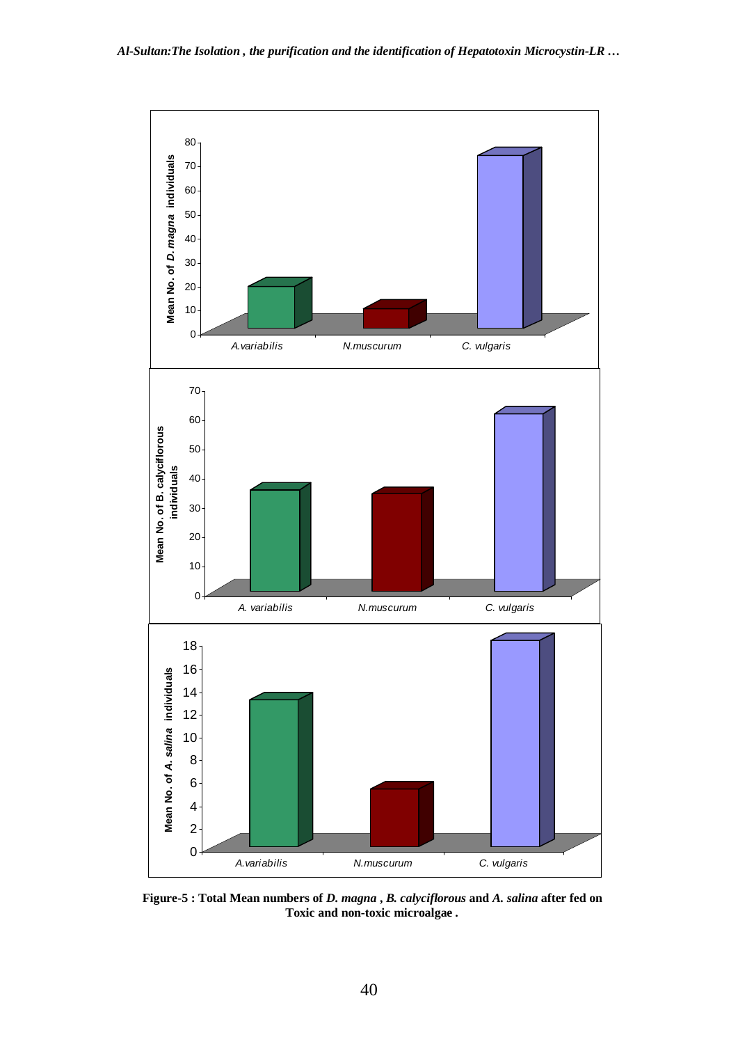Figure-5 : Total Mean numbers of *D. magna* , *B. calyciflorous* and *A. salina* after fed on Toxic and non-toxic microalgae .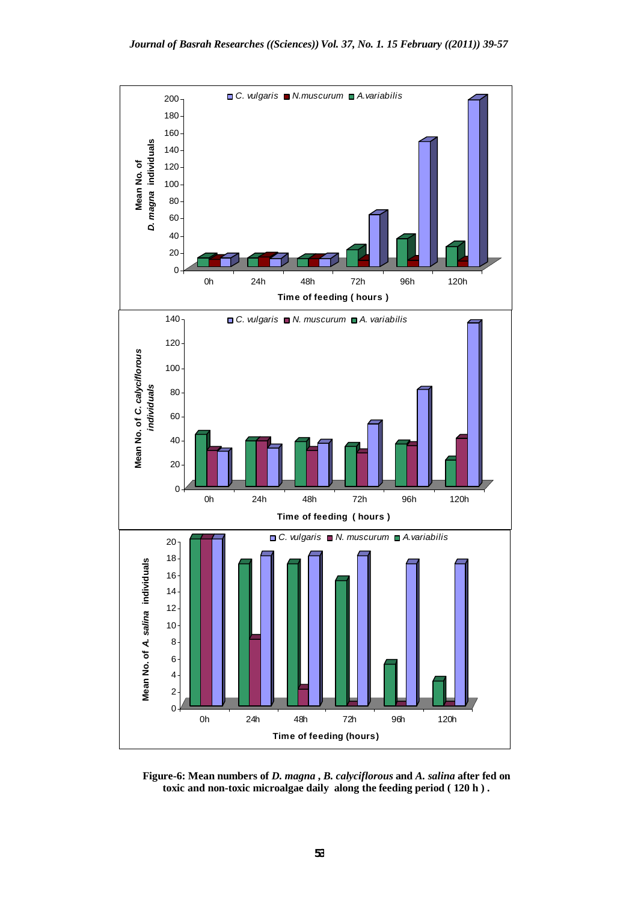**Figure-6: Mean numbers of *D. magna* , *B. calyciflorous* and *A. salina* after fed on toxic and non-toxic microalgae daily along the feeding period ( 120 h ) .**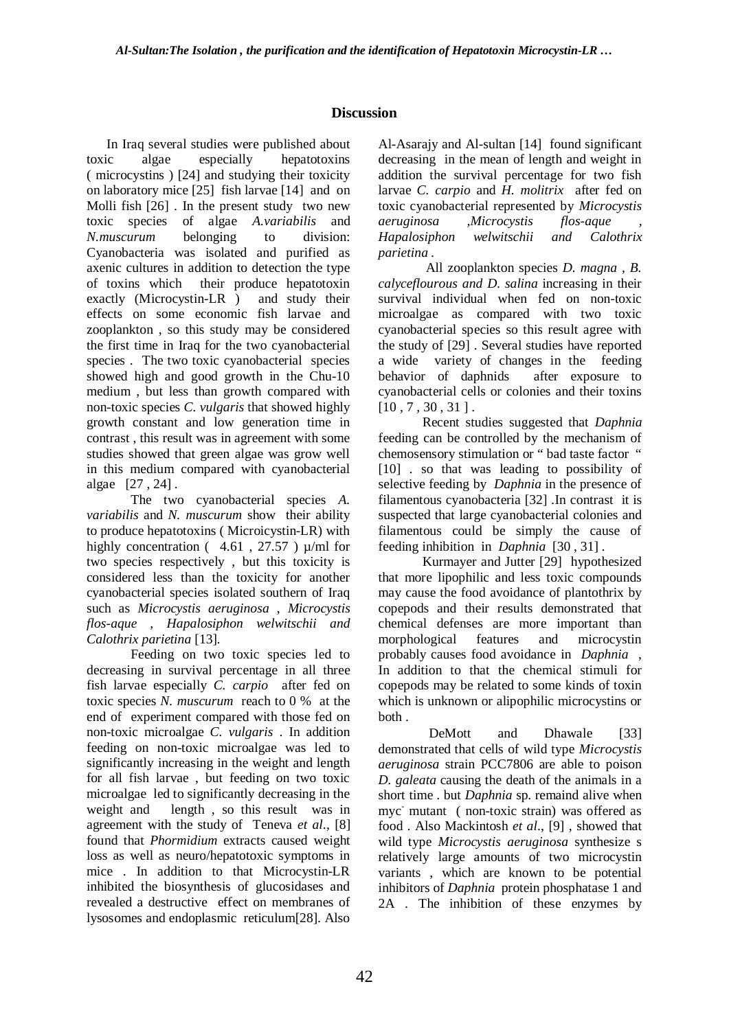## Discussion

In Iraq several studies were published about toxic algae especially hepatotoxins ( microcystins ) [24] and studying their toxicity on laboratory mice [25] fish larvae [14] and on Molli fish [26] . In the present study two new toxic species of algae *A.variabilis* and *N.muscurum* belonging to division: Cyanobacteria was isolated and purified as axenic cultures in addition to detection the type of toxins which their produce hepatotoxin exactly (Microcystin-LR ) and study their effects on some economic fish larvae and zooplankton , so this study may be considered the first time in Iraq for the two cyanobacterial species . The two toxic cyanobacterial species showed high and good growth in the Chu-10 medium , but less than growth compared with non-toxic species *C. vulgaris* that showed highly growth constant and low generation time in contrast , this result was in agreement with some studies showed that green algae was grow well in this medium compared with cyanobacterial algae [27 , 24] .

The two cyanobacterial species *A. variabilis* and *N. muscurum* show their ability to produce hepatotoxins ( Microicystin-LR) with highly concentration ( 4.61 , 27.57 ) µ/ml for two species respectively , but this toxicity is considered less than the toxicity for another cyanobacterial species isolated southern of Iraq such as *Microcystis aeruginosa* , *Microcystis flos-aque* , *Hapalosiphon welwitschii and Calothrix parietina* [13].

Feeding on two toxic species led to decreasing in survival percentage in all three fish larvae especially *C. carpio* after fed on toxic species *N. muscurum* reach to 0 % at the end of experiment compared with those fed on non-toxic microalgae *C. vulgaris* . In addition feeding on non-toxic microalgae was led to significantly increasing in the weight and length for all fish larvae , but feeding on two toxic microalgae led to significantly decreasing in the weight and length , so this result was in agreement with the study of Teneva *et al*., [8] found that *Phormidium* extracts caused weight loss as well as neuro/hepatotoxic symptoms in mice . In addition to that Microcystin-LR inhibited the biosynthesis of glucosidases and revealed a destructive effect on membranes of lysosomes and endoplasmic reticulum[28]. Also Al-Asarajy and Al-sultan [14] found significant decreasing in the mean of length and weight in addition the survival percentage for two fish larvae *C. carpio* and *H. molitrix* after fed on toxic cyanobacterial represented by *Microcystis aeruginosa* ,*Microcystis flos-aque* , *Hapalosiphon welwitschii and Calothrix parietina* .

All zooplankton species *D. magna* , *B. calyceflourous and D. salina* increasing in their survival individual when fed on non-toxic microalgae as compared with two toxic cyanobacterial species so this result agree with the study of [29] . Several studies have reported a wide variety of changes in the feeding behavior of daphnids after exposure to cyanobacterial cells or colonies and their toxins [10 , 7 , 30 , 31 ] .

Recent studies suggested that *Daphnia* feeding can be controlled by the mechanism of chemosensory stimulation or " bad taste factor " [10] . so that was leading to possibility of selective feeding by *Daphnia* in the presence of filamentous cyanobacteria [32] .In contrast it is suspected that large cyanobacterial colonies and filamentous could be simply the cause of feeding inhibition in *Daphnia* [30 , 31] .

Kurmayer and Jutter [29] hypothesized that more lipophilic and less toxic compounds may cause the food avoidance of plantothrix by copepods and their results demonstrated that chemical defenses are more important than morphological features and microcystin probably causes food avoidance in *Daphnia* , In addition to that the chemical stimuli for copepods may be related to some kinds of toxin which is unknown or alipophilic microcystins or both .

DeMott and Dhawale [33] demonstrated that cells of wild type *Microcystis aeruginosa* strain PCC7806 are able to poison *D. galeata* causing the death of the animals in a short time . but *Daphnia* sp. remaind alive when myc$^-$ mutant ( non-toxic strain) was offered as food . Also Mackintosh *et al*., [9] , showed that wild type *Microcystis aeruginosa* synthesize s relatively large amounts of two microcystin variants , which are known to be potential inhibitors of *Daphnia* protein phosphatase 1 and 2A . The inhibition of these enzymes by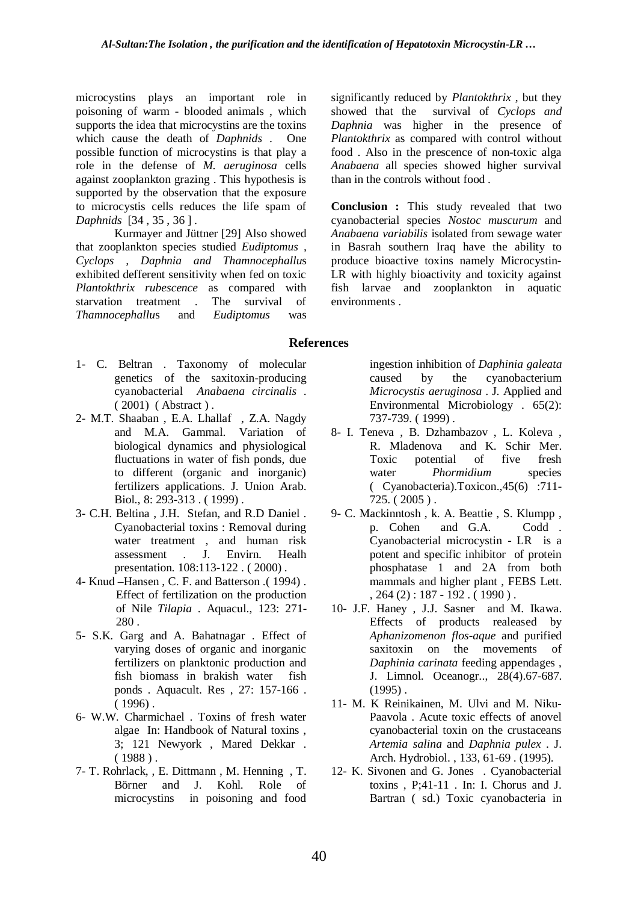microcystins plays an important role in poisoning of warm - blooded animals , which supports the idea that microcystins are the toxins which cause the death of *Daphnids* . One possible function of microcystins is that play a role in the defense of *M. aeruginosa* cells against zooplankton grazing . This hypothesis is supported by the observation that the exposure to microcystis cells reduces the life spam of *Daphnids* [34 , 35 , 36 ] .

Kurmayer and Jüttner [29] Also showed that zooplankton species studied *Eudiptomus , Cyclops , Daphnia and Thamnocephallus* exhibited defferent sensitivity when fed on toxic *Plantokthrix rubescence* as compared with starvation treatment . The survival of *Thamnocephallus* and *Eudiptomus* was significantly reduced by *Plantokthrix* , but they showed that the survival of *Cyclops and Daphnia* was higher in the presence of *Plantokthrix* as compared with control without food . Also in the prescence of non-toxic alga *Anabaena* all species showed higher survival than in the controls without food .

**Conclusion :** This study revealed that two cyanobacterial species *Nostoc muscurum* and *Anabaena variabilis* isolated from sewage water in Basrah southern Iraq have the ability to produce bioactive toxins namely Microcystin-LR with highly bioactivity and toxicity against fish larvae and zooplankton in aquatic environments .

## References

1- C. Beltran . Taxonomy of molecular genetics of the saxitoxin-producing cyanobacterial *Anabaena circinalis* . ( 2001) ( Abstract ) .

2- M.T. Shaaban , E.A. Lhallaf , Z.A. Nagdy and M.A. Gammal. Variation of biological dynamics and physiological fluctuations in water of fish ponds, due to different (organic and inorganic) fertilizers applications. J. Union Arab. Biol., 8: 293-313 . ( 1999) .

3- C.H. Beltina , J.H. Stefan, and R.D Daniel . Cyanobacterial toxins : Removal during water treatment , and human risk assessment . J. Envirn. Healh presentation. 108:113-122 . ( 2000) .

4- Knud –Hansen , C. F. and Batterson .( 1994) . Effect of fertilization on the production of Nile *Tilapia* . Aquacul., 123: 271-280 .

5- S.K. Garg and A. Bahatnagar . Effect of varying doses of organic and inorganic fertilizers on planktonic production and fish biomass in brakish water fish ponds . Aquacult. Res , 27: 157-166 . ( 1996) .

6- W.W. Charmichael . Toxins of fresh water algae In: Handbook of Natural toxins , 3; 121 Newyork , Mared Dekkar . ( 1988 ) .

7- T. Rohrlack, , E. Dittmann , M. Henning , T. Börner and J. Kohl. Role of microcystins in poisoning and food ingestion inhibition of *Daphinia galeata* caused by the cyanobacterium *Microcystis aeruginosa* . J. Applied and Environmental Microbiology . 65(2): 737-739. ( 1999) .

8- I. Teneva , B. Dzhambazov , L. Koleva , R. Mladenova and K. Schir Mer. Toxic potential of five fresh water *Phormidium* species ( Cyanobacteria).Toxicon.,45(6) :711-725. ( 2005 ) .

9- C. Mackinntosh , k. A. Beattie , S. Klumpp , p. Cohen and G.A. Codd . Cyanobacterial microcystin - LR is a potent and specific inhibitor of protein phosphatase 1 and 2A from both mammals and higher plant , FEBS Lett. , 264 (2) : 187 - 192 . ( 1990 ) .

10- J.F. Haney , J.J. Sasner and M. Ikawa. Effects of products realeased by *Aphanizomenon flos-aque* and purified saxitoxin on the movements of *Daphinia carinata* feeding appendages , J. Limnol. Oceanogr.., 28(4).67-687. (1995) .

11- M. K Reinikainen, M. Ulvi and M. Niku-Paavola . Acute toxic effects of anovel cyanobacterial toxin on the crustaceans *Artemia salina* and *Daphnia pulex* . J. Arch. Hydrobiol. , 133, 61-69 . (1995).

12- K. Sivonen and G. Jones . Cyanobacterial toxins , P;41-11 . In: I. Chorus and J. Bartran ( sd.) Toxic cyanobacteria in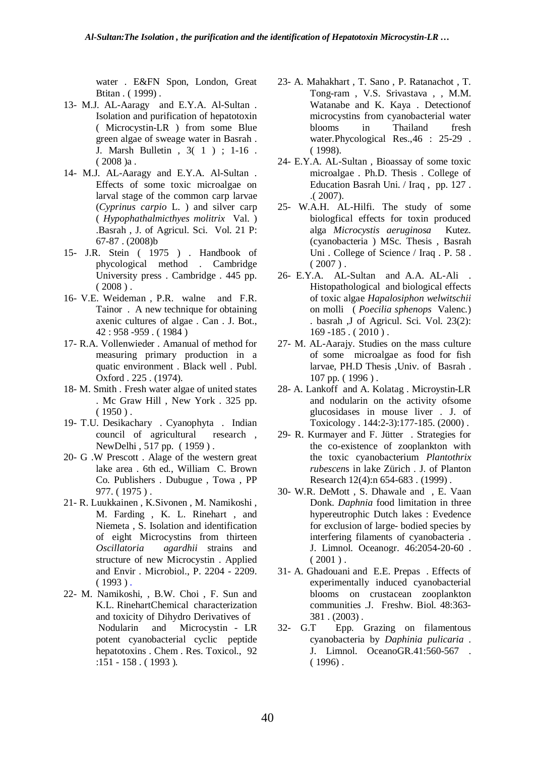water . E&FN Spon, London, Great Btitan . ( 1999) .

13- M.J. AL-Aaragy and E.Y.A. Al-Sultan . Isolation and purification of hepatotoxin ( Microcystin-LR ) from some Blue green algae of sweage water in Basrah . J. Marsh Bulletin , 3( 1 ) ; 1-16 . ( 2008 )a .

14- M.J. AL-Aaragy and E.Y.A. Al-Sultan . Effects of some toxic microalgae on larval stage of the common carp larvae (*Cyprinus carpio* L. ) and silver carp ( *Hypophathalmicthyes molitrix* Val. ) .Basrah , J. of Agricul. Sci. Vol. 21 P: 67-87 . (2008)b

15- J.R. Stein ( 1975 ) . Handbook of phycological method . Cambridge University press . Cambridge . 445 pp. ( 2008 ) .

16- V.E. Weideman , P.R. walne and F.R. Tainor . A new technique for obtaining axenic cultures of algae . Can . J. Bot., 42 : 958 -959 . ( 1984 )

17- R.A. Vollenwieder . Amanual of method for measuring primary production in a quatic environment . Black well . Publ. Oxford . 225 . (1974).

18- M. Smith . Fresh water algae of united states . Mc Graw Hill , New York . 325 pp. ( 1950 ) .

19- T.U. Desikachary . Cyanophyta . Indian council of agricultural research , NewDelhi , 517 pp. ( 1959 ) .

20- G .W Prescott . Alage of the western great lake area . 6th ed., William C. Brown Co. Publishers . Dubugue , Towa , PP 977. ( 1975 ) .

21- R. Luukkainen , K.Sivonen , M. Namikoshi , M. Farding , K. L. Rinehart , and Niemeta , S. Isolation and identification of eight Microcystins from thirteen *Oscillatoria agardhii* strains and structure of new Microcystin . Applied and Envir . Microbiol., P. 2204 - 2209. ( 1993 ) .

22- M. Namikoshi, , B.W. Choi , F. Sun and K.L. RinehartChemical characterization and toxicity of Dihydro Derivatives of Nodularin and Microcystin - LR potent cyanobacterial cyclic peptide hepatotoxins . Chem . Res. Toxicol., 92 :151 - 158 . ( 1993 ).

23- A. Mahakhart , T. Sano , P. Ratanachot , T. Tong-ram , V.S. Srivastava , , M.M. Watanabe and K. Kaya . Detectionof microcystins from cyanobacterial water blooms in Thailand fresh water.Phycological Res.,46 : 25-29 . ( 1998).

24- E.Y.A. AL-Sultan , Bioassay of some toxic microalgae . Ph.D. Thesis . College of Education Basrah Uni. / Iraq , pp. 127 . .( 2007).

25- W.A.H. AL-Hilfi. The study of some biologfical effects for toxin produced alga *Microcystis aeruginosa* Kutez. (cyanobacteria ) MSc. Thesis , Basrah Uni . College of Science / Iraq . P. 58 . ( 2007 ) .

26- E.Y.A. AL-Sultan and A.A. AL-Ali . Histopathological and biological effects of toxic algae *Hapalosiphon welwitschii* on molli ( *Poecilia sphenops* Valenc.) . basrah ,J of Agricul. Sci. Vol. 23(2): 169 -185 . ( 2010 ) .

27- M. AL-Aarajy. Studies on the mass culture of some microalgae as food for fish larvae, PH.D Thesis ,Univ. of Basrah . 107 pp. ( 1996 ) .

28- A. Lankoff and A. Kolatag . Microystin-LR and nodularin on the activity ofsome glucosidases in mouse liver . J. of Toxicology . 144:2-3):177-185. (2000) .

29- R. Kurmayer and F. Jütter . Strategies for the co-existence of zooplankton with the toxic cyanobacterium *Plantothrix rubescens* in lake Zürich . J. of Planton Research 12(4):n 654-683 . (1999) .

30- W.R. DeMott , S. Dhawale and , E. Vaan Donk. *Daphnia* food limitation in three hypereutrophic Dutch lakes : Evedence for exclusion of large- bodied species by interfering filaments of cyanobacteria . J. Limnol. Oceanogr. 46:2054-20-60 . ( 2001 ) .

31- A. Ghadouani and E.E. Prepas . Effects of experimentally induced cyanobacterial blooms on crustacean zooplankton communities .J. Freshw. Biol. 48:363-381 . (2003) .

32- G.T Epp. Grazing on filamentous cyanobacteria by *Daphinia pulicaria* . J. Limnol. OceanoGR.41:560-567 . ( 1996) .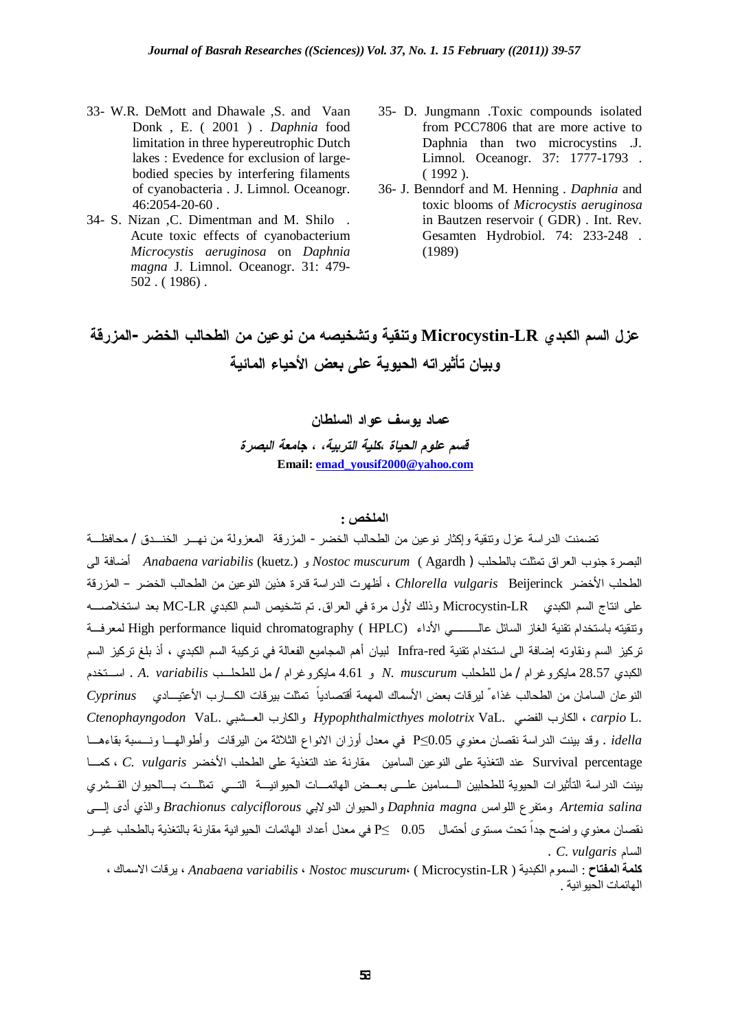33- W.R. DeMott and Dhawale ,S. and Vaan Donk , E. ( 2001 ) . *Daphnia* food limitation in three hypereutrophic Dutch lakes : Evedence for exclusion of large-bodied species by interfering filaments of cyanobacteria . J. Limnol. Oceanogr. 46:2054-20-60 .

34- S. Nizan ,C. Dimentman and M. Shilo . Acute toxic effects of cyanobacterium *Microcystis aeruginosa* on *Daphnia magna* J. Limnol. Oceanogr. 31: 479-502 . ( 1986) .

35- D. Jungmann .Toxic compounds isolated from PCC7806 that are more active to Daphnia than two microcystins .J. Limnol. Oceanogr. 37: 1777-1793 . ( 1992 ).

36- J. Benndorf and M. Henning . *Daphnia* and toxic blooms of *Microcystis aeruginosa* in Bautzen reservoir ( GDR) . Int. Rev. Gesamten Hydrobiol. 74: 233-248 . (1989)

# عزل السم الكبدي Microcystin-LR وتنقية وتشخيصه من نوعين من الطحالب الخضر -المزرقة وبيان تأثيراته الحيوية على بعض الأحياء المائية

**عماد يوسف عواد السلطان**

***قسم علوم الحياة ،كلية التربية، ، جامعة البصرة***

**Email:** emad_yousif2000@yahoo.com

**الملخص :**

تضمنت الدراسة عزل وتنقية وإكثار نوعين من الطحالب الخضر - المزرقة المعزولة من نهـر الخنـدق / محافظـة البصرة جنوب العراق تمثلت بالطحلب ( Agardh *Nostoc muscurum* و (kuetz.) *Anabaena variabilis* أضافة الى الطحلب الأخضر Beijerinck *Chlorella vulgaris* ، أظهرت الدراسة قدرة هذين النوعين من الطحالب الخضر – المزرقة على انتاج السم الكبدي Microcystin-LR وذلك لأول مرة في العراق. تم تشخيص السم الكبدي MC-LR بعد استخلاصـه وتنقيته باستخدام تقنية الغاز السائل عالـــي الأداء High performance liquid chromatography ( HPLC) لمعرفـة تركيز السم ونقاوته إضافة الى استخدام تقنية Infra-red لبيان أهم المجاميع الفعالة في تركيبة السم الكبدي ، أذ بلغ تركيز السم الكبدي 28.57 مايكروغرام / مل للطحلب *N. muscurum* و 4.61 مايكروغرام / مل للطحلـب *A. variabilis* . اسـتخدم النوعان السامان من الطحالب غذاءً ليرقات بعض الأسماك المهمة أقتصادياً تمثلت بيرقات الكـارب الأعتيـادي *Cyprinus carpio* L. ، الكارب الفضي *Hypophthalmicthyes molotrix* VaL. والكارب العـشبي *Ctenophayngodon idella* VaL. . وقد بينت الدراسة نقصان معنوي $P \leq 0.05$ في معدل أوزان الانواع الثلاثة من اليرقات وأطوالهـا ونـسبة بقاءهـا Survival percentage عند التغذية على النوعين السامين مقارنة عند التغذية على الطحلب الأخضر *C. vulgaris* ، كمـا بينت الدراسة التأثيرات الحيوية للطحلبين الـسامين علـى بعـض الهائمـات الحيوانيـة التـي تمثلـت بـالحيوان القـشري *Artemia salina* ومتفرع اللوامس *Daphnia magna* والحيوان الدولابي *Brachionus calyciflorous* والذي أدى إلـى نقصان معنوي واضح جداً تحت مستوى أحتمال $P \leq 0.05$ في معدل أعداد الهائمات الحيوانية مقارنة بالتغذية بالطحلب غيـر السام *C. vulgaris* .

**كلمة المفتاح** : السموم الكبدية ( Microcystin-LR ) ، *Nostoc muscurum* ، *Anabaena variabilis* ، يرقات الاسماك ، الهائمات الحيوانية .